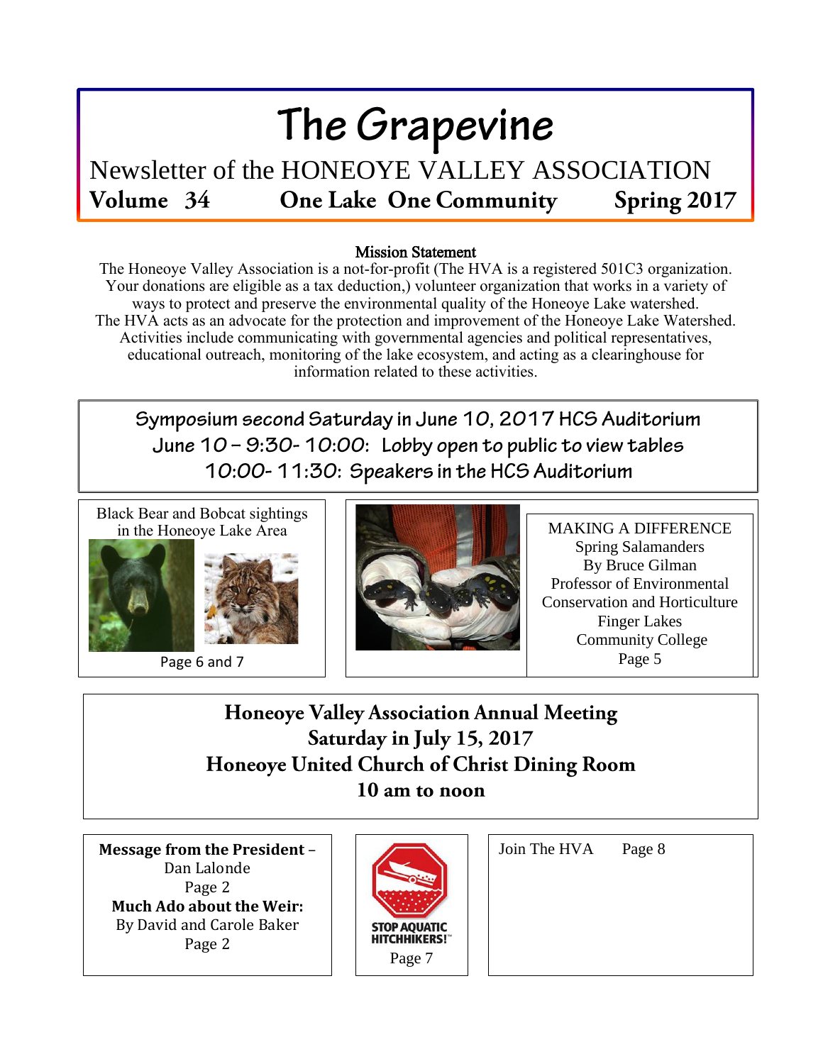# The Grapevine

## Newsletter of the HONEOYE VALLEY ASSOCIATION

**Volume 34** **One Lake One Community** **Spring 2017**

### Mission Statement

The Honeoye Valley Association is a not-for-profit (The HVA is a registered 501C3 organization. Your donations are eligible as a tax deduction,) volunteer organization that works in a variety of ways to protect and preserve the environmental quality of the Honeoye Lake watershed. The HVA acts as an advocate for the protection and improvement of the Honeoye Lake Watershed. Activities include communicating with governmental agencies and political representatives, educational outreach, monitoring of the lake ecosystem, and acting as a clearinghouse for information related to these activities.

**Symposium second Saturday in June 10, 2017 HCS Auditorium**
**June 10 – 9:30- 10:00: Lobby open to public to view tables**
**10:00- 11:30: Speakers in the HCS Auditorium**

Black Bear and Bobcat sightings in the Honeoye Lake Area

Page 6 and 7

MAKING A DIFFERENCE
Spring Salamanders
By Bruce Gilman
Professor of Environmental Conservation and Horticulture
Finger Lakes Community College
Page 5

**Honeoye Valley Association Annual Meeting**
**Saturday in July 15, 2017**
**Honeoye United Church of Christ Dining Room**
**10 am to noon**

**Message from the President** – Dan Lalonde
Page 2

**Much Ado about the Weir:** By David and Carole Baker
Page 2

STOP AQUATIC HITCHHIKERS!™
Page 7

Join The HVA Page 8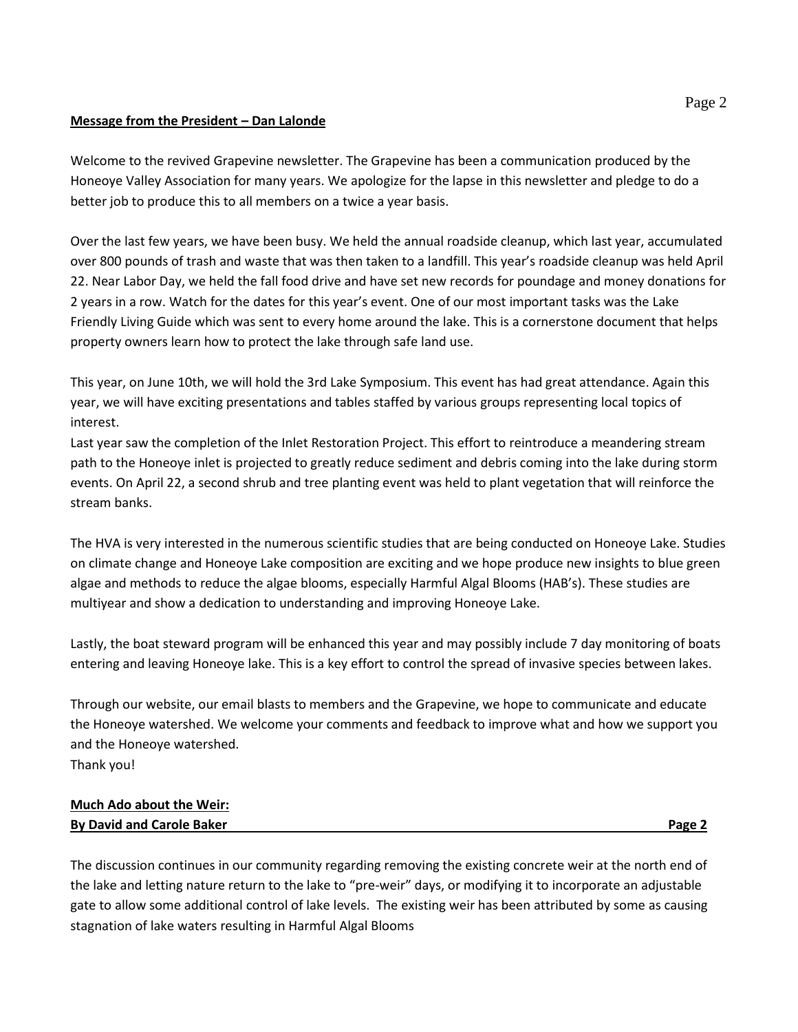**Message from the President – Dan Lalonde**

Welcome to the revived Grapevine newsletter. The Grapevine has been a communication produced by the Honeoye Valley Association for many years. We apologize for the lapse in this newsletter and pledge to do a better job to produce this to all members on a twice a year basis.

Over the last few years, we have been busy. We held the annual roadside cleanup, which last year, accumulated over 800 pounds of trash and waste that was then taken to a landfill. This year's roadside cleanup was held April 22. Near Labor Day, we held the fall food drive and have set new records for poundage and money donations for 2 years in a row. Watch for the dates for this year's event. One of our most important tasks was the Lake Friendly Living Guide which was sent to every home around the lake. This is a cornerstone document that helps property owners learn how to protect the lake through safe land use.

This year, on June 10th, we will hold the 3rd Lake Symposium. This event has had great attendance. Again this year, we will have exciting presentations and tables staffed by various groups representing local topics of interest.

Last year saw the completion of the Inlet Restoration Project. This effort to reintroduce a meandering stream path to the Honeoye inlet is projected to greatly reduce sediment and debris coming into the lake during storm events. On April 22, a second shrub and tree planting event was held to plant vegetation that will reinforce the stream banks.

The HVA is very interested in the numerous scientific studies that are being conducted on Honeoye Lake. Studies on climate change and Honeoye Lake composition are exciting and we hope produce new insights to blue green algae and methods to reduce the algae blooms, especially Harmful Algal Blooms (HAB's). These studies are multiyear and show a dedication to understanding and improving Honeoye Lake.

Lastly, the boat steward program will be enhanced this year and may possibly include 7 day monitoring of boats entering and leaving Honeoye lake. This is a key effort to control the spread of invasive species between lakes.

Through our website, our email blasts to members and the Grapevine, we hope to communicate and educate the Honeoye watershed. We welcome your comments and feedback to improve what and how we support you and the Honeoye watershed.

Thank you!

**Much Ado about the Weir:**
**By David and Carole Baker** **Page 2**

The discussion continues in our community regarding removing the existing concrete weir at the north end of the lake and letting nature return to the lake to "pre-weir" days, or modifying it to incorporate an adjustable gate to allow some additional control of lake levels. The existing weir has been attributed by some as causing stagnation of lake waters resulting in Harmful Algal Blooms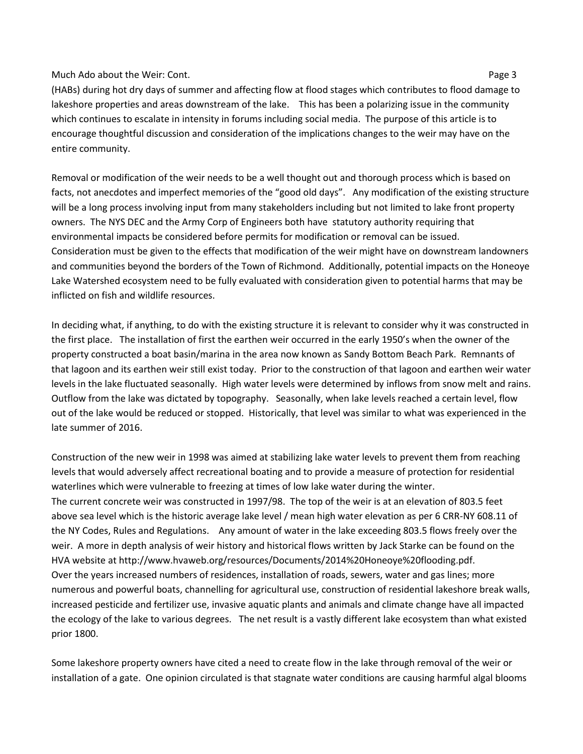(HABs) during hot dry days of summer and affecting flow at flood stages which contributes to flood damage to lakeshore properties and areas downstream of the lake. This has been a polarizing issue in the community which continues to escalate in intensity in forums including social media. The purpose of this article is to encourage thoughtful discussion and consideration of the implications changes to the weir may have on the entire community.

Removal or modification of the weir needs to be a well thought out and thorough process which is based on facts, not anecdotes and imperfect memories of the "good old days". Any modification of the existing structure will be a long process involving input from many stakeholders including but not limited to lake front property owners. The NYS DEC and the Army Corp of Engineers both have statutory authority requiring that environmental impacts be considered before permits for modification or removal can be issued. Consideration must be given to the effects that modification of the weir might have on downstream landowners and communities beyond the borders of the Town of Richmond. Additionally, potential impacts on the Honeoye Lake Watershed ecosystem need to be fully evaluated with consideration given to potential harms that may be inflicted on fish and wildlife resources.

In deciding what, if anything, to do with the existing structure it is relevant to consider why it was constructed in the first place. The installation of first the earthen weir occurred in the early 1950's when the owner of the property constructed a boat basin/marina in the area now known as Sandy Bottom Beach Park. Remnants of that lagoon and its earthen weir still exist today. Prior to the construction of that lagoon and earthen weir water levels in the lake fluctuated seasonally. High water levels were determined by inflows from snow melt and rains. Outflow from the lake was dictated by topography. Seasonally, when lake levels reached a certain level, flow out of the lake would be reduced or stopped. Historically, that level was similar to what was experienced in the late summer of 2016.

Construction of the new weir in 1998 was aimed at stabilizing lake water levels to prevent them from reaching levels that would adversely affect recreational boating and to provide a measure of protection for residential waterlines which were vulnerable to freezing at times of low lake water during the winter.
The current concrete weir was constructed in 1997/98. The top of the weir is at an elevation of 803.5 feet above sea level which is the historic average lake level / mean high water elevation as per 6 CRR-NY 608.11 of the NY Codes, Rules and Regulations. Any amount of water in the lake exceeding 803.5 flows freely over the weir. A more in depth analysis of weir history and historical flows written by Jack Starke can be found on the HVA website at http://www.hvaweb.org/resources/Documents/2014%20Honeoye%20flooding.pdf.
Over the years increased numbers of residences, installation of roads, sewers, water and gas lines; more numerous and powerful boats, channelling for agricultural use, construction of residential lakeshore break walls, increased pesticide and fertilizer use, invasive aquatic plants and animals and climate change have all impacted the ecology of the lake to various degrees. The net result is a vastly different lake ecosystem than what existed prior 1800.

Some lakeshore property owners have cited a need to create flow in the lake through removal of the weir or installation of a gate. One opinion circulated is that stagnate water conditions are causing harmful algal blooms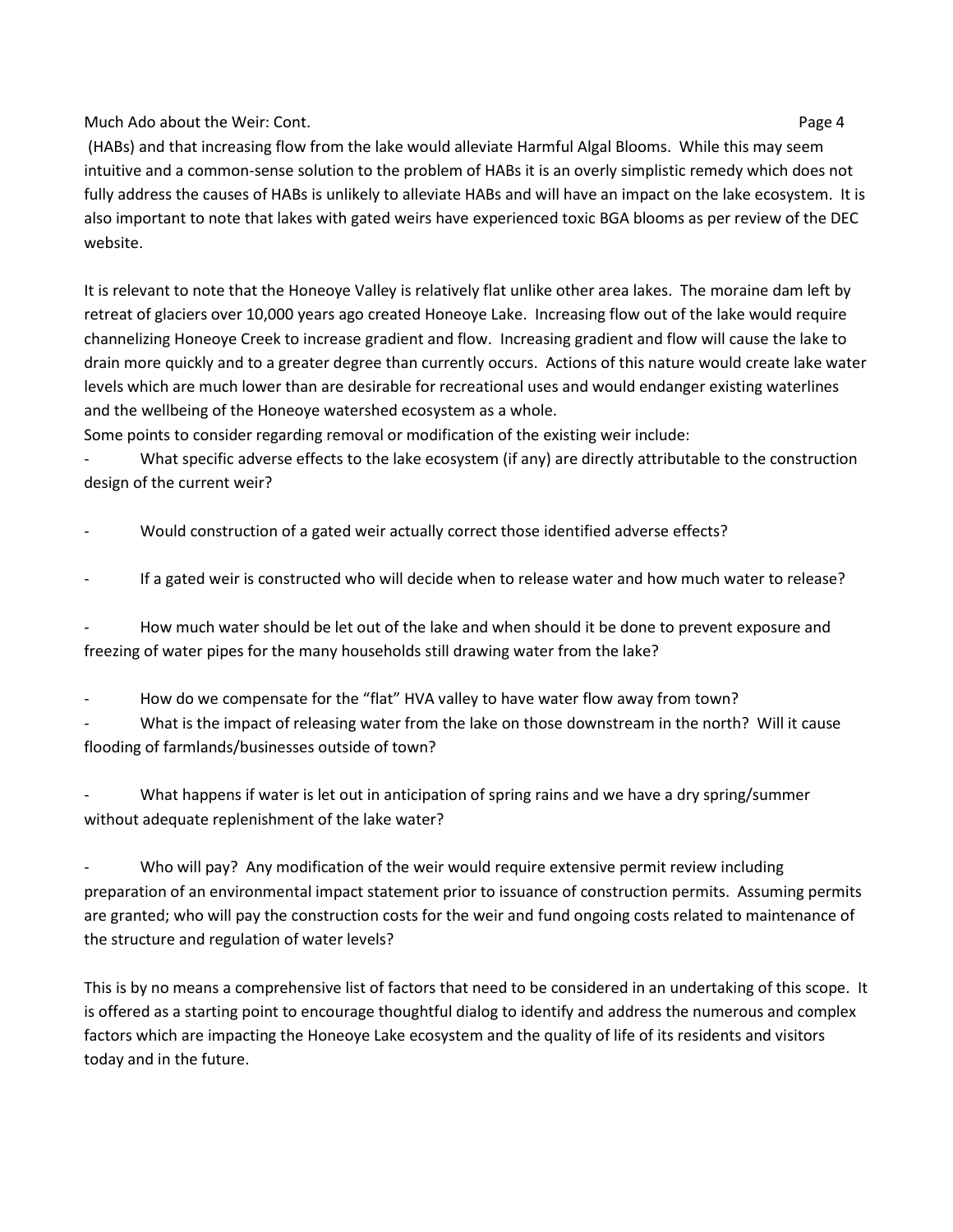(HABs) and that increasing flow from the lake would alleviate Harmful Algal Blooms. While this may seem intuitive and a common-sense solution to the problem of HABs it is an overly simplistic remedy which does not fully address the causes of HABs is unlikely to alleviate HABs and will have an impact on the lake ecosystem. It is also important to note that lakes with gated weirs have experienced toxic BGA blooms as per review of the DEC website.

It is relevant to note that the Honeoye Valley is relatively flat unlike other area lakes. The moraine dam left by retreat of glaciers over 10,000 years ago created Honeoye Lake. Increasing flow out of the lake would require channelizing Honeoye Creek to increase gradient and flow. Increasing gradient and flow will cause the lake to drain more quickly and to a greater degree than currently occurs. Actions of this nature would create lake water levels which are much lower than are desirable for recreational uses and would endanger existing waterlines and the wellbeing of the Honeoye watershed ecosystem as a whole.

Some points to consider regarding removal or modification of the existing weir include:

- What specific adverse effects to the lake ecosystem (if any) are directly attributable to the construction design of the current weir?

- Would construction of a gated weir actually correct those identified adverse effects?

- If a gated weir is constructed who will decide when to release water and how much water to release?

- How much water should be let out of the lake and when should it be done to prevent exposure and freezing of water pipes for the many households still drawing water from the lake?

- How do we compensate for the "flat" HVA valley to have water flow away from town?

- What is the impact of releasing water from the lake on those downstream in the north? Will it cause flooding of farmlands/businesses outside of town?

- What happens if water is let out in anticipation of spring rains and we have a dry spring/summer without adequate replenishment of the lake water?

- Who will pay? Any modification of the weir would require extensive permit review including preparation of an environmental impact statement prior to issuance of construction permits. Assuming permits are granted; who will pay the construction costs for the weir and fund ongoing costs related to maintenance of the structure and regulation of water levels?

This is by no means a comprehensive list of factors that need to be considered in an undertaking of this scope. It is offered as a starting point to encourage thoughtful dialog to identify and address the numerous and complex factors which are impacting the Honeoye Lake ecosystem and the quality of life of its residents and visitors today and in the future.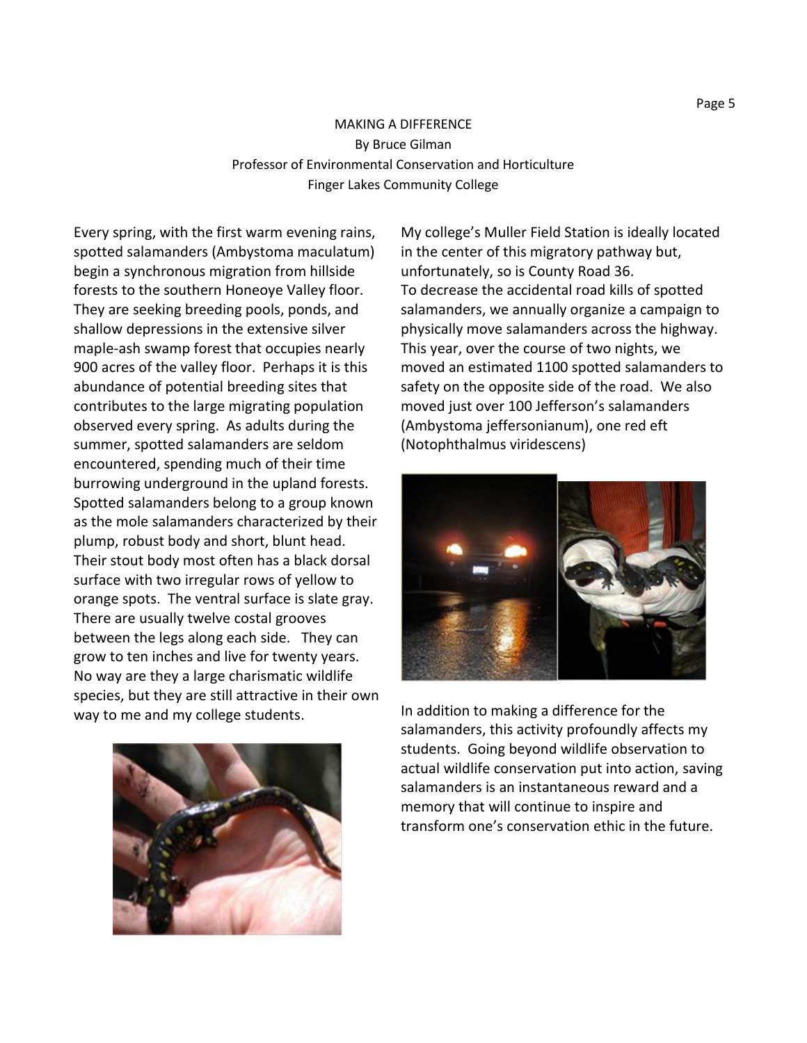# MAKING A DIFFERENCE

By Bruce Gilman

Professor of Environmental Conservation and Horticulture

Finger Lakes Community College

Every spring, with the first warm evening rains, spotted salamanders (Ambystoma maculatum) begin a synchronous migration from hillside forests to the southern Honeoye Valley floor. They are seeking breeding pools, ponds, and shallow depressions in the extensive silver maple-ash swamp forest that occupies nearly 900 acres of the valley floor. Perhaps it is this abundance of potential breeding sites that contributes to the large migrating population observed every spring. As adults during the summer, spotted salamanders are seldom encountered, spending much of their time burrowing underground in the upland forests. Spotted salamanders belong to a group known as the mole salamanders characterized by their plump, robust body and short, blunt head. Their stout body most often has a black dorsal surface with two irregular rows of yellow to orange spots. The ventral surface is slate gray. There are usually twelve costal grooves between the legs along each side. They can grow to ten inches and live for twenty years. No way are they a large charismatic wildlife species, but they are still attractive in their own way to me and my college students.

My college's Muller Field Station is ideally located in the center of this migratory pathway but, unfortunately, so is County Road 36.

To decrease the accidental road kills of spotted salamanders, we annually organize a campaign to physically move salamanders across the highway. This year, over the course of two nights, we moved an estimated 1100 spotted salamanders to safety on the opposite side of the road. We also moved just over 100 Jefferson's salamanders (Ambystoma jeffersonianum), one red eft (Notophthalmus viridescens)

In addition to making a difference for the salamanders, this activity profoundly affects my students. Going beyond wildlife observation to actual wildlife conservation put into action, saving salamanders is an instantaneous reward and a memory that will continue to inspire and transform one's conservation ethic in the future.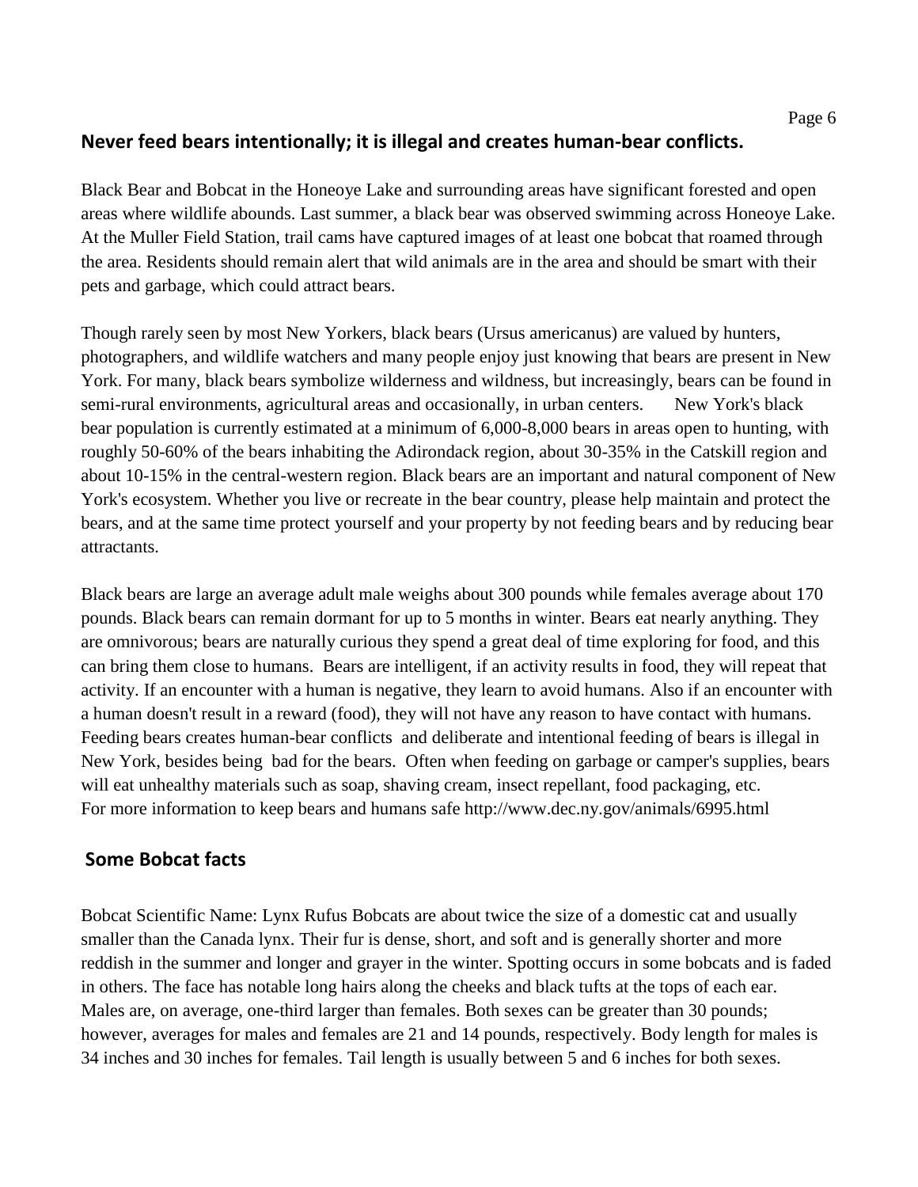## Never feed bears intentionally; it is illegal and creates human-bear conflicts.

Black Bear and Bobcat in the Honeoye Lake and surrounding areas have significant forested and open areas where wildlife abounds. Last summer, a black bear was observed swimming across Honeoye Lake. At the Muller Field Station, trail cams have captured images of at least one bobcat that roamed through the area. Residents should remain alert that wild animals are in the area and should be smart with their pets and garbage, which could attract bears.

Though rarely seen by most New Yorkers, black bears (Ursus americanus) are valued by hunters, photographers, and wildlife watchers and many people enjoy just knowing that bears are present in New York. For many, black bears symbolize wilderness and wildness, but increasingly, bears can be found in semi-rural environments, agricultural areas and occasionally, in urban centers. New York's black bear population is currently estimated at a minimum of 6,000-8,000 bears in areas open to hunting, with roughly 50-60% of the bears inhabiting the Adirondack region, about 30-35% in the Catskill region and about 10-15% in the central-western region. Black bears are an important and natural component of New York's ecosystem. Whether you live or recreate in the bear country, please help maintain and protect the bears, and at the same time protect yourself and your property by not feeding bears and by reducing bear attractants.

Black bears are large an average adult male weighs about 300 pounds while females average about 170 pounds. Black bears can remain dormant for up to 5 months in winter. Bears eat nearly anything. They are omnivorous; bears are naturally curious they spend a great deal of time exploring for food, and this can bring them close to humans. Bears are intelligent, if an activity results in food, they will repeat that activity. If an encounter with a human is negative, they learn to avoid humans. Also if an encounter with a human doesn't result in a reward (food), they will not have any reason to have contact with humans. Feeding bears creates human-bear conflicts and deliberate and intentional feeding of bears is illegal in New York, besides being bad for the bears. Often when feeding on garbage or camper's supplies, bears will eat unhealthy materials such as soap, shaving cream, insect repellant, food packaging, etc. For more information to keep bears and humans safe http://www.dec.ny.gov/animals/6995.html

## Some Bobcat facts

Bobcat Scientific Name: Lynx Rufus Bobcats are about twice the size of a domestic cat and usually smaller than the Canada lynx. Their fur is dense, short, and soft and is generally shorter and more reddish in the summer and longer and grayer in the winter. Spotting occurs in some bobcats and is faded in others. The face has notable long hairs along the cheeks and black tufts at the tops of each ear. Males are, on average, one-third larger than females. Both sexes can be greater than 30 pounds; however, averages for males and females are 21 and 14 pounds, respectively. Body length for males is 34 inches and 30 inches for females. Tail length is usually between 5 and 6 inches for both sexes.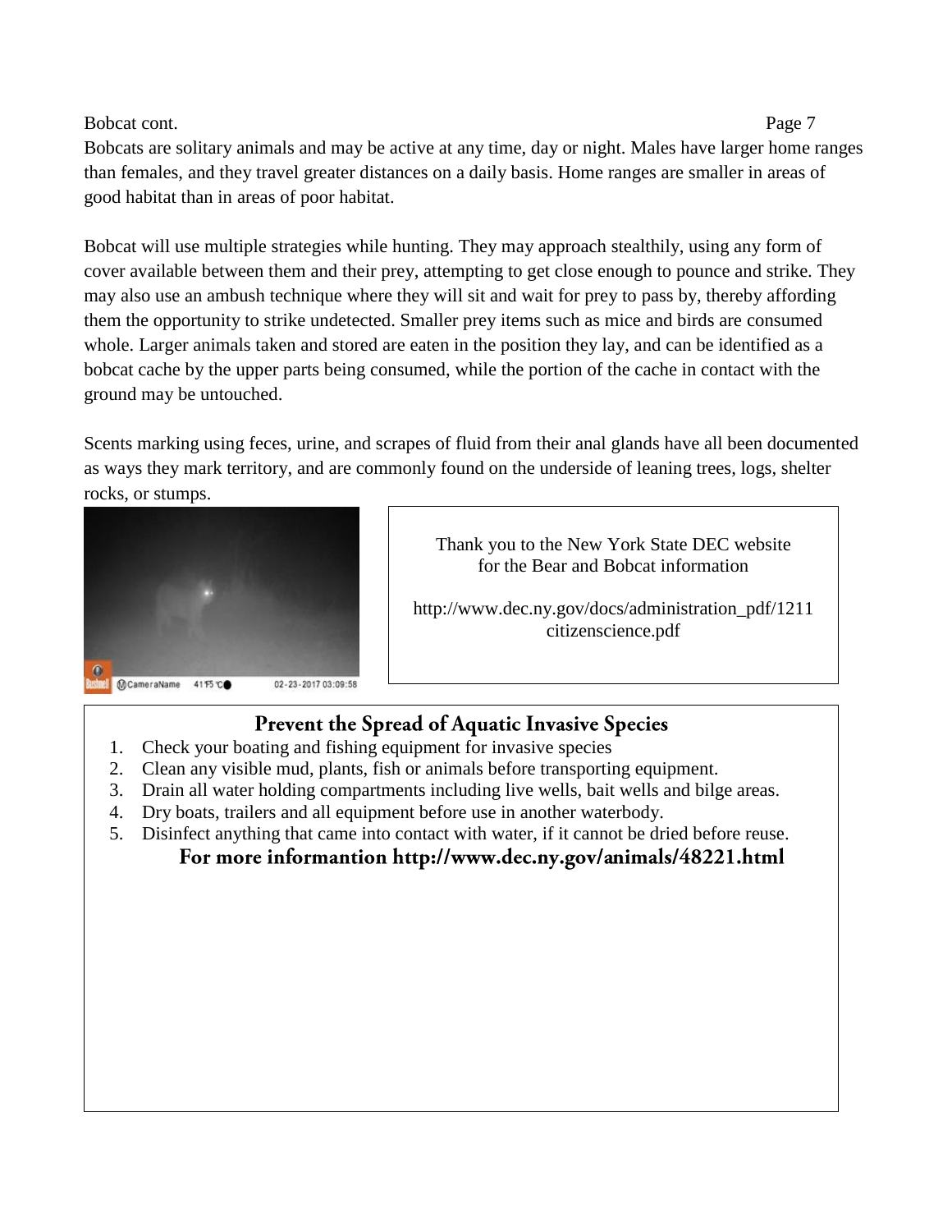Bobcat cont.

Bobcats are solitary animals and may be active at any time, day or night. Males have larger home ranges than females, and they travel greater distances on a daily basis. Home ranges are smaller in areas of good habitat than in areas of poor habitat.

Bobcat will use multiple strategies while hunting. They may approach stealthily, using any form of cover available between them and their prey, attempting to get close enough to pounce and strike. They may also use an ambush technique where they will sit and wait for prey to pass by, thereby affording them the opportunity to strike undetected. Smaller prey items such as mice and birds are consumed whole. Larger animals taken and stored are eaten in the position they lay, and can be identified as a bobcat cache by the upper parts being consumed, while the portion of the cache in contact with the ground may be untouched.

Scents marking using feces, urine, and scrapes of fluid from their anal glands have all been documented as ways they mark territory, and are commonly found on the underside of leaning trees, logs, shelter rocks, or stumps.

Thank you to the New York State DEC website for the Bear and Bobcat information

http://www.dec.ny.gov/docs/administration_pdf/1211citizenscience.pdf

## Prevent the Spread of Aquatic Invasive Species

1. Check your boating and fishing equipment for invasive species
2. Clean any visible mud, plants, fish or animals before transporting equipment.
3. Drain all water holding compartments including live wells, bait wells and bilge areas.
4. Dry boats, trailers and all equipment before use in another waterbody.
5. Disinfect anything that came into contact with water, if it cannot be dried before reuse.

**For more informantion http://www.dec.ny.gov/animals/48221.html**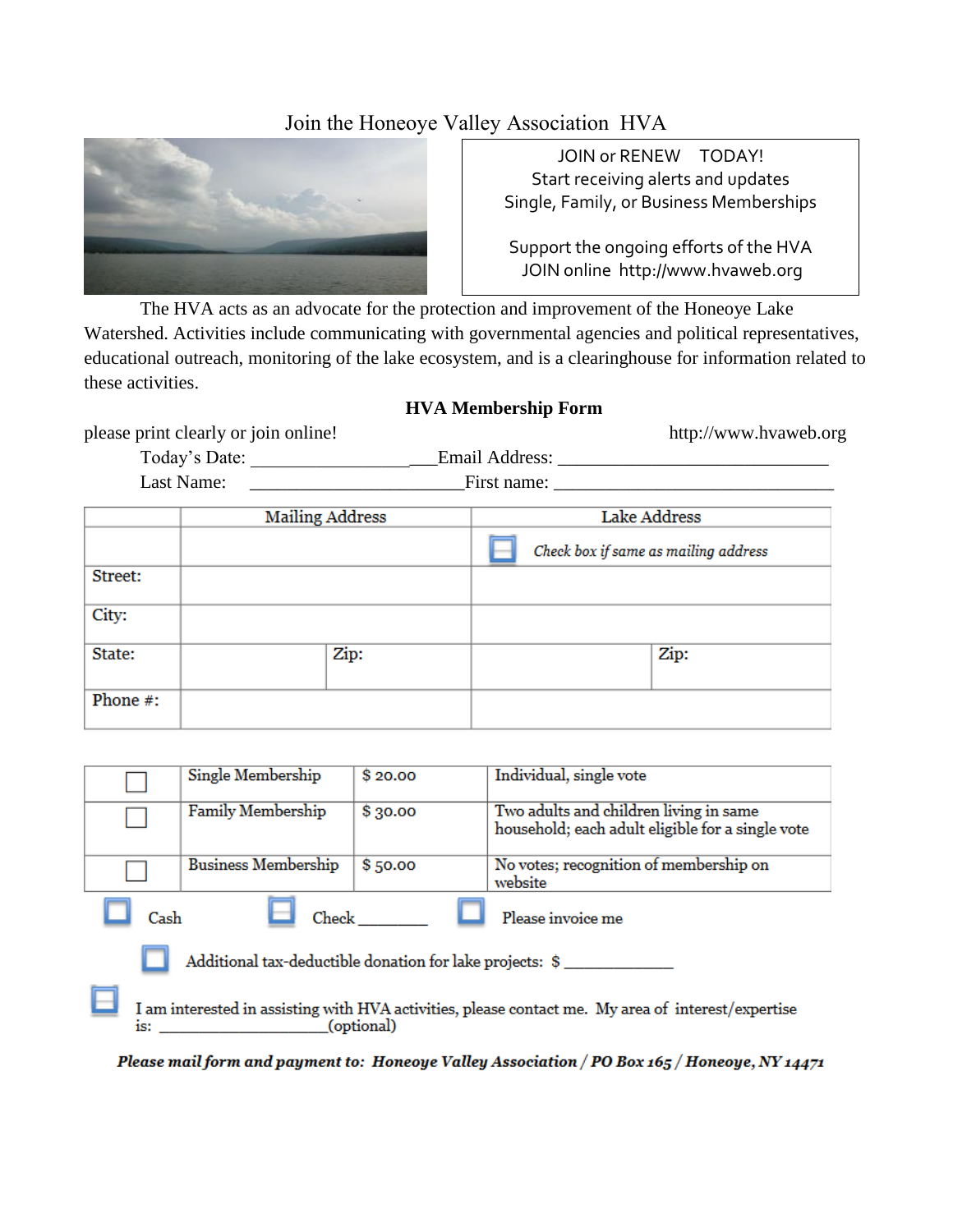# Join the Honeoye Valley Association HVA

JOIN or RENEW TODAY!
Start receiving alerts and updates
Single, Family, or Business Memberships

Support the ongoing efforts of the HVA
JOIN online http://www.hvaweb.org

The HVA acts as an advocate for the protection and improvement of the Honeoye Lake Watershed. Activities include communicating with governmental agencies and political representatives, educational outreach, monitoring of the lake ecosystem, and is a clearinghouse for information related to these activities.

## HVA Membership Form

please print clearly or join online! http://www.hvaweb.org

Today's Date: _________________ Email Address: ______________________________

Last Name: ________________________ First name: _______________________________

| | Mailing Address | | Lake Address | |
|---|---|---|---|---|
| | | | ☐ *Check box if same as mailing address* | |
| Street: | | | | |
| City: | | | | |
| State: | | Zip: | | Zip: |
| Phone #: | | | | |

| | | | |
|---|---|---|---|
| ☐ | Single Membership | $ 20.00 | Individual, single vote |
| ☐ | Family Membership | $ 30.00 | Two adults and children living in same household; each adult eligible for a single vote |
| ☐ | Business Membership | $ 50.00 | No votes; recognition of membership on website |

☐ Cash ☐ Check ________ ☐ Please invoice me

☐ Additional tax-deductible donation for lake projects: $ ____________

☐ I am interested in assisting with HVA activities, please contact me. My area of interest/expertise is: ___________________(optional)

***Please mail form and payment to: Honeoye Valley Association / PO Box 165 / Honeoye, NY 14471***